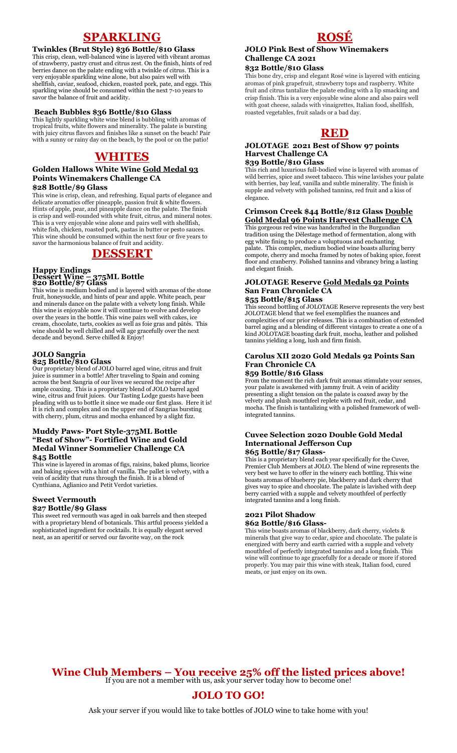# SPARKLING

### Twinkles (Brut Style) $36 Bottle/$10 Glass

This crisp, clean, well-balanced wine is layered with vibrant aromas of strawberry, pastry crust and citrus zest. On the finish, hints of red berries dance on the palate ending with a twinkle of citrus. This is a very enjoyable sparkling wine alone, but also pairs well with shellfish, caviar, seafood, chicken, roasted pork, pate, and eggs. This sparkling wine should be consumed within the next 7-10 years to savor the balance of fruit and acidity.

### Beach Bubbles $36 Bottle/$10 Glass

This lightly sparkling white wine blend is bubbling with aromas of tropical fruits, white flowers and minerality. The palate is bursting with juicy citrus flavors and finishes like a sunset on the beach! Pair with a sunny or rainy day on the beach, by the pool or on the patio!

# WHITES

### Golden Hallows White Wine <u>Gold Medal 93 Points Winemakers Challenge CA</u>
### $28 Bottle/$9 Glass

This wine is crisp, clean, and refreshing. Equal parts of elegance and delicate aromatics offer pineapple, passion fruit & white flowers. Hints of apple, pear, and pineapple dance on the palate. The finish is crisp and well-rounded with white fruit, citrus, and mineral notes. This is a very enjoyable wine alone and pairs well with shellfish, white fish, chicken, roasted pork, pastas in butter or pesto sauces. This wine should be consumed within the next four or five years to savor the harmonious balance of fruit and acidity.

# DESSERT

### Happy Endings
### Dessert Wine – 375ML Bottle
### $20 Bottle/$7 Glass

This wine is medium bodied and is layered with aromas of the stone fruit, honeysuckle, and hints of pear and apple. White peach, pear and minerals dance on the palate with a velvety long finish. While this wine is enjoyable now it will continue to evolve and develop over the years in the bottle. This wine pairs well with cakes, ice cream, chocolate, tarts, cookies as well as foie gras and pâtés. This wine should be well chilled and will age gracefully over the next decade and beyond. Serve chilled & Enjoy!

### JOLO Sangria
### $25 Bottle/$10 Glass

Our proprietary blend of JOLO barrel aged wine, citrus and fruit juice is summer in a bottle! After traveling to Spain and coming across the best Sangria of our lives we secured the recipe after ample coaxing. This is a proprietary blend of JOLO barrel aged wine, citrus and fruit juices. Our Tasting Lodge guests have been pleading with us to bottle it since we made our first glass. Here it is! It is rich and complex and on the upper end of Sangrias bursting with cherry, plum, citrus and mocha enhanced by a slight fizz.

### Muddy Paws- Port Style-375ML Bottle "Best of Show"- Fortified Wine and Gold Medal Winner Sommelier Challenge CA
### $45 Bottle

This wine is layered in aromas of figs, raisins, baked plums, licorice and baking spices with a hint of vanilla. The pallet is velvety, with a vein of acidity that runs through the finish. It is a blend of Cynthiana, Aglianico and Petit Verdot varieties.

### Sweet Vermouth
### $27 Bottle/$9 Glass

This sweet red vermouth was aged in oak barrels and then steeped with a proprietary blend of botanicals. This artful process yielded a sophisticated ingredient for cocktails. It is equally elegant served neat, as an aperitif or served our favorite way, on the rock

# ROSÉ

### JOLO Pink Best of Show Winemakers Challenge CA 2021
### $32 Bottle/$10 Glass

This bone dry, crisp and elegant Rosé wine is layered with enticing aromas of pink grapefruit, strawberry tops and raspberry. White fruit and citrus tantalize the palate ending with a lip smacking and crisp finish. This is a very enjoyable wine alone and also pairs well with goat cheese, salads with vinaigrettes, Italian food, shellfish, roasted vegetables, fruit salads or a bad day.

# RED

### JOLOTAGE 2021 Best of Show 97 points Harvest Challenge CA
### $39 Bottle/$10 Glass

This rich and luxurious full-bodied wine is layered with aromas of wild berries, spice and sweet tabacco. This wine lavishes your palate with berries, bay leaf, vanilla and subtle minerality. The finish is supple and velvety with polished tannins, red fruit and a kiss of elegance.

### Crimson Creek $44 Bottle/$12 Glass <u>Double Gold Medal 96 Points Harvest Challenge CA</u>

This gorgeous red wine was handcrafted in the Burgundian tradition using the Dèlestage method of fermentation, along with egg white fining to produce a voluptuous and enchanting palate. This complex, medium bodied wine boasts alluring berry compote, cherry and mocha framed by notes of baking spice, forest floor and cranberry. Polished tannins and vibrancy bring a lasting and elegant finish.

### JOLOTAGE Reserve <u>Gold Medals 92 Points</u> San Fran Chronicle CA
### $55 Bottle/$15 Glass

This second bottling of JOLOTAGE Reserve represents the very best JOLOTAGE blend that we feel exemplifies the nuances and complexities of our prior releases. This is a combination of extended barrel aging and a blending of different vintages to create a one of a kind JOLOTAGE boasting dark fruit, mocha, leather and polished tannins yielding a long, lush and firm finish.

### Carolus XII 2020 Gold Medals 92 Points San Fran Chronicle CA
### $59 Bottle/$16 Glass

From the moment the rich dark fruit aromas stimulate your senses, your palate is awakened with jammy fruit. A vein of acidity presenting a slight tension on the palate is coaxed away by the velvety and plush mouthfeel replete with red fruit, cedar, and mocha. The finish is tantalizing with a polished framework of well-integrated tannins.

### Cuvee Selection 2020 Double Gold Medal International Jefferson Cup
### $65 Bottle/$17 Glass-

This is a proprietary blend each year specifically for the Cuvee, Premier Club Members at JOLO. The blend of wine represents the very best we have to offer in the winery each bottling. This wine boasts aromas of blueberry pie, blackberry and dark cherry that gives way to spice and chocolate. The palate is lavished with deep berry carried with a supple and velvety mouthfeel of perfectly integrated tannins and a long finish.

### 2021 Pilot Shadow
### $62 Bottle/$16 Glass-

This wine boasts aromas of blackberry, dark cherry, violets & minerals that give way to cedar, spice and chocolate. The palate is energized with berry and earth carried with a supple and velvety mouthfeel of perfectly integrated tannins and a long finish. This wine will continue to age gracefully for a decade or more if stored properly. You may pair this wine with steak, Italian food, cured meats, or just enjoy on its own.

## Wine Club Members – You receive 25% off the listed prices above!

If you are not a member with us, ask your server today how to become one!

## JOLO TO GO!

Ask your server if you would like to take bottles of JOLO wine to take home with you!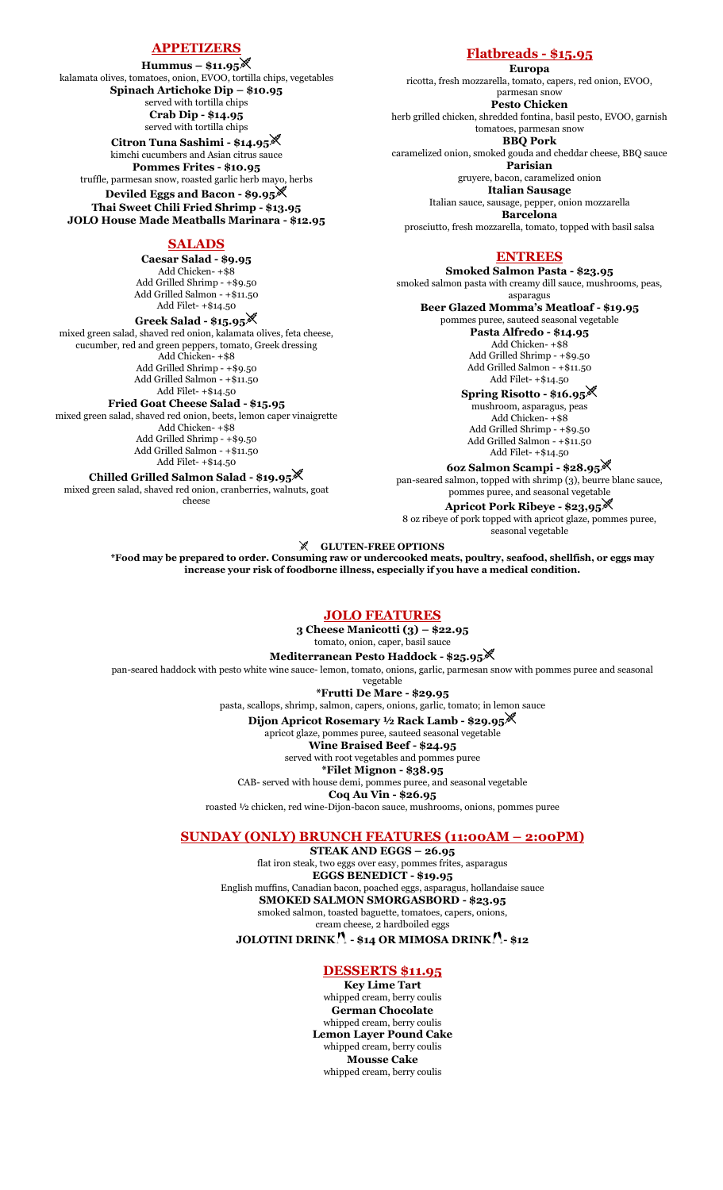## APPETIZERS

**Hummus – $11.95** ✗
kalamata olives, tomatoes, onion, EVOO, tortilla chips, vegetables

**Spinach Artichoke Dip – $10.95**
served with tortilla chips

**Crab Dip - $14.95**
served with tortilla chips

**Citron Tuna Sashimi - $14.95** ✗
kimchi cucumbers and Asian citrus sauce

**Pommes Frites - $10.95**
truffle, parmesan snow, roasted garlic herb mayo, herbs

**Deviled Eggs and Bacon - $9.95** ✗

**Thai Sweet Chili Fried Shrimp - $13.95**

**JOLO House Made Meatballs Marinara - $12.95**

## SALADS

**Caesar Salad - $9.95**
Add Chicken- +$8
Add Grilled Shrimp - +$9.50
Add Grilled Salmon - +$11.50
Add Filet- +$14.50

**Greek Salad - $15.95** ✗
mixed green salad, shaved red onion, kalamata olives, feta cheese, cucumber, red and green peppers, tomato, Greek dressing
Add Chicken- +$8
Add Grilled Shrimp - +$9.50
Add Grilled Salmon - +$11.50
Add Filet- +$14.50

**Fried Goat Cheese Salad - $15.95**
mixed green salad, shaved red onion, beets, lemon caper vinaigrette
Add Chicken- +$8
Add Grilled Shrimp - +$9.50
Add Grilled Salmon - +$11.50
Add Filet- +$14.50

**Chilled Grilled Salmon Salad - $19.95** ✗
mixed green salad, shaved red onion, cranberries, walnuts, goat cheese

## Flatbreads - $15.95

**Europa**
ricotta, fresh mozzarella, tomato, capers, red onion, EVOO, parmesan snow

**Pesto Chicken**
herb grilled chicken, shredded fontina, basil pesto, EVOO, garnish tomatoes, parmesan snow

**BBQ Pork**
caramelized onion, smoked gouda and cheddar cheese, BBQ sauce

**Parisian**
gruyere, bacon, caramelized onion

**Italian Sausage**
Italian sauce, sausage, pepper, onion mozzarella

**Barcelona**
prosciutto, fresh mozzarella, tomato, topped with basil salsa

## ENTREES

**Smoked Salmon Pasta - $23.95**
smoked salmon pasta with creamy dill sauce, mushrooms, peas, asparagus

**Beer Glazed Momma's Meatloaf - $19.95**
pommes puree, sauteed seasonal vegetable

**Pasta Alfredo - $14.95**
Add Chicken- +$8
Add Grilled Shrimp - +$9.50
Add Grilled Salmon - +$11.50
Add Filet- +$14.50

**Spring Risotto - $16.95** ✗
mushroom, asparagus, peas
Add Chicken- +$8
Add Grilled Shrimp - +$9.50
Add Grilled Salmon - +$11.50
Add Filet- +$14.50

**6oz Salmon Scampi - $28.95** ✗
pan-seared salmon, topped with shrimp (3), beurre blanc sauce, pommes puree, and seasonal vegetable

**Apricot Pork Ribeye - $23,95** ✗
8 oz ribeye of pork topped with apricot glaze, pommes puree, seasonal vegetable

✗ **GLUTEN-FREE OPTIONS**

**\*Food may be prepared to order. Consuming raw or undercooked meats, poultry, seafood, shellfish, or eggs may increase your risk of foodborne illness, especially if you have a medical condition.**

## JOLO FEATURES

**3 Cheese Manicotti (3) – $22.95**
tomato, onion, caper, basil sauce

**Mediterranean Pesto Haddock - $25.95** ✗
pan-seared haddock with pesto white wine sauce- lemon, tomato, onions, garlic, parmesan snow with pommes puree and seasonal vegetable

**\*Frutti De Mare - $29.95**
pasta, scallops, shrimp, salmon, capers, onions, garlic, tomato; in lemon sauce

**Dijon Apricot Rosemary ½ Rack Lamb - $29.95** ✗
apricot glaze, pommes puree, sauteed seasonal vegetable

**Wine Braised Beef - $24.95**
served with root vegetables and pommes puree

**\*Filet Mignon - $38.95**
CAB- served with house demi, pommes puree, and seasonal vegetable

**Coq Au Vin - $26.95**
roasted ½ chicken, red wine-Dijon-bacon sauce, mushrooms, onions, pommes puree

## SUNDAY (ONLY) BRUNCH FEATURES (11:00AM – 2:00PM)

**STEAK AND EGGS – 26.95**
flat iron steak, two eggs over easy, pommes frites, asparagus

**EGGS BENEDICT - $19.95**
English muffins, Canadian bacon, poached eggs, asparagus, hollandaise sauce

**SMOKED SALMON SMORGASBORD - $23.95**
smoked salmon, toasted baguette, tomatoes, capers, onions, cream cheese, 2 hardboiled eggs

**JOLOTINI DRINK - $14 OR MIMOSA DRINK - $12**

## DESSERTS $11.95

**Key Lime Tart**
whipped cream, berry coulis

**German Chocolate**
whipped cream, berry coulis

**Lemon Layer Pound Cake**
whipped cream, berry coulis

**Mousse Cake**
whipped cream, berry coulis